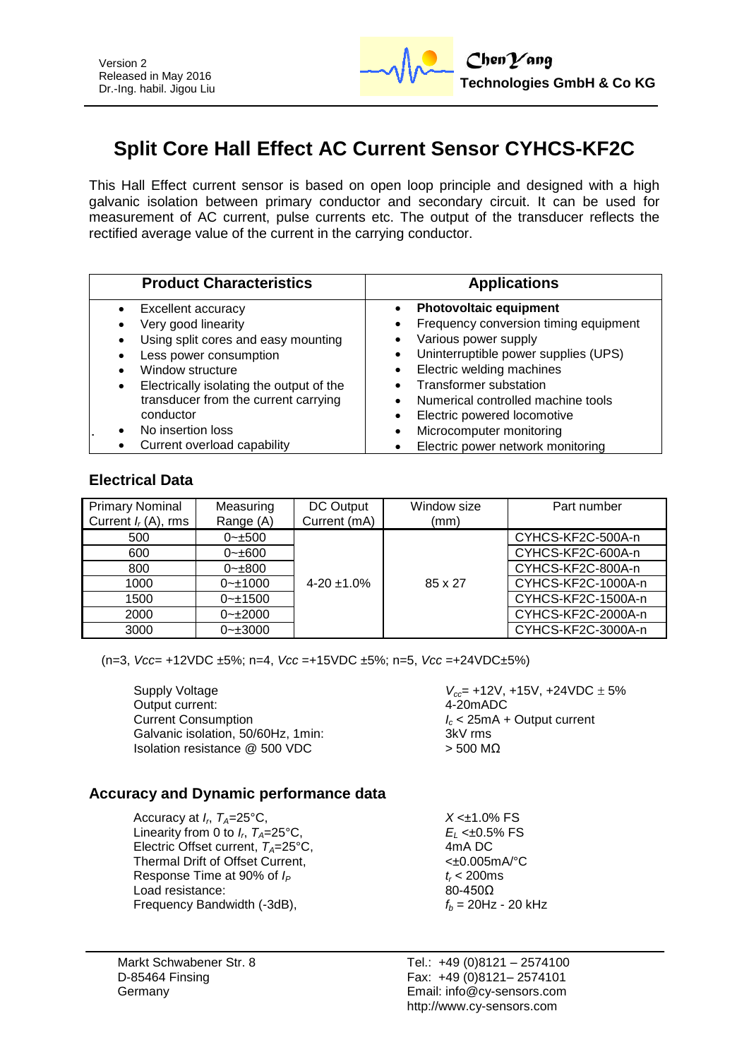Version 2
Released in May 2016
Dr.-Ing. habil. Jigou Liu

ChenYang **Technologies GmbH & Co KG**

# Split Core Hall Effect AC Current Sensor CYHCS-KF2C

This Hall Effect current sensor is based on open loop principle and designed with a high galvanic isolation between primary conductor and secondary circuit. It can be used for measurement of AC current, pulse currents etc. The output of the transducer reflects the rectified average value of the current in the carrying conductor.

| Product Characteristics | Applications |
|---|---|
| • Excellent accuracy<br>• Very good linearity<br>• Using split cores and easy mounting<br>• Less power consumption<br>• Window structure<br>• Electrically isolating the output of the transducer from the current carrying conductor<br>• No insertion loss<br>• Current overload capability | • **Photovoltaic equipment**<br>• Frequency conversion timing equipment<br>• Various power supply<br>• Uninterruptible power supplies (UPS)<br>• Electric welding machines<br>• Transformer substation<br>• Numerical controlled machine tools<br>• Electric powered locomotive<br>• Microcomputer monitoring<br>• Electric power network monitoring |

## Electrical Data

| Primary Nominal Current $I_r$ (A), rms | Measuring Range (A) | DC Output Current (mA) | Window size (mm) | Part number |
|---|---|---|---|---|
| 500 | 0~±500 | 4-20 ±1.0% | 85 x 27 | CYHCS-KF2C-500A-n |
| 600 | 0~±600 | | | CYHCS-KF2C-600A-n |
| 800 | 0~±800 | | | CYHCS-KF2C-800A-n |
| 1000 | 0~±1000 | | | CYHCS-KF2C-1000A-n |
| 1500 | 0~±1500 | | | CYHCS-KF2C-1500A-n |
| 2000 | 0~±2000 | | | CYHCS-KF2C-2000A-n |
| 3000 | 0~±3000 | | | CYHCS-KF2C-3000A-n |

(n=3, *Vcc*= +12VDC ±5%; n=4, *Vcc* =+15VDC ±5%; n=5, *Vcc* =+24VDC±5%)

| | |
|---|---|
| Supply Voltage | $V_{cc}$= +12V, +15V, +24VDC ± 5% |
| Output current: | 4-20mADC |
| Current Consumption | $I_c$ < 25mA + Output current |
| Galvanic isolation, 50/60Hz, 1min: | 3kV rms |
| Isolation resistance @ 500 VDC | > 500 MΩ |

## Accuracy and Dynamic performance data

| | |
|---|---|
| Accuracy at $I_r$, $T_A$=25°C, | $X$ <±1.0% FS |
| Linearity from 0 to $I_r$, $T_A$=25°C, | $E_L$ <±0.5% FS |
| Electric Offset current, $T_A$=25°C, | 4mA DC |
| Thermal Drift of Offset Current, | <±0.005mA/°C |
| Response Time at 90% of $I_P$ | $t_r$ < 200ms |
| Load resistance: | 80-450Ω |
| Frequency Bandwidth (-3dB), | $f_b$ = 20Hz - 20 kHz |

Markt Schwabener Str. 8
D-85464 Finsing
Germany

Tel.: +49 (0)8121 – 2574100
Fax: +49 (0)8121– 2574101
Email: info@cy-sensors.com
http://www.cy-sensors.com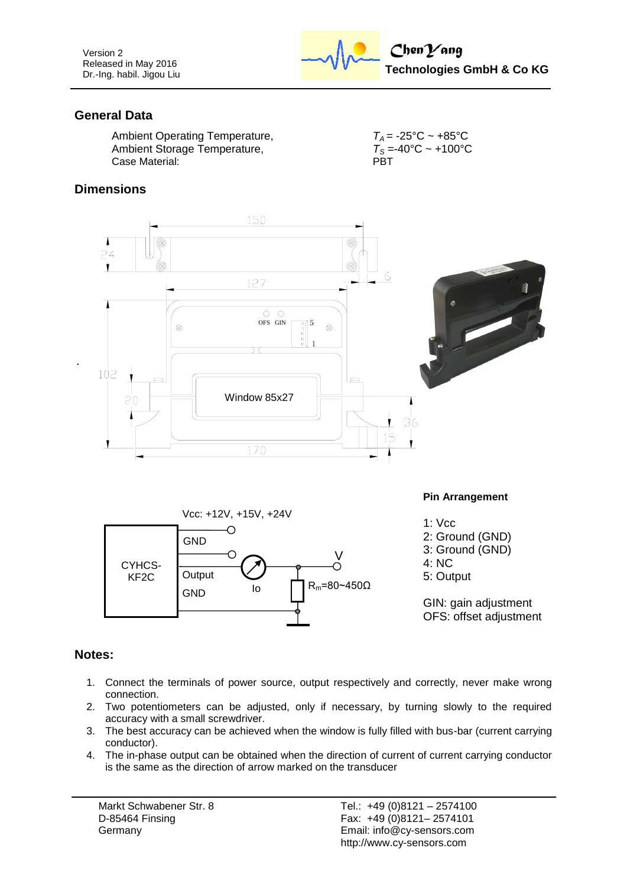## General Data

| | |
|---|---|
| Ambient Operating Temperature, | $T_A$ = -25°C ~ +85°C |
| Ambient Storage Temperature, | $T_S$ =-40°C ~ +100°C |
| Case Material: | PBT |

## Dimensions

150
24
6
127
OFS GIN
5
1
102
20
Window 85x27
36
15
170

Vcc: +12V, +15V, +24V
GND
CYHCS-KF2C
Output
GND
Io
V
$R_m$=80~450Ω

**Pin Arrangement**

1: Vcc
2: Ground (GND)
3: Ground (GND)
4: NC
5: Output

GIN: gain adjustment
OFS: offset adjustment

## Notes:

1. Connect the terminals of power source, output respectively and correctly, never make wrong connection.
2. Two potentiometers can be adjusted, only if necessary, by turning slowly to the required accuracy with a small screwdriver.
3. The best accuracy can be achieved when the window is fully filled with bus-bar (current carrying conductor).
4. The in-phase output can be obtained when the direction of current of current carrying conductor is the same as the direction of arrow marked on the transducer